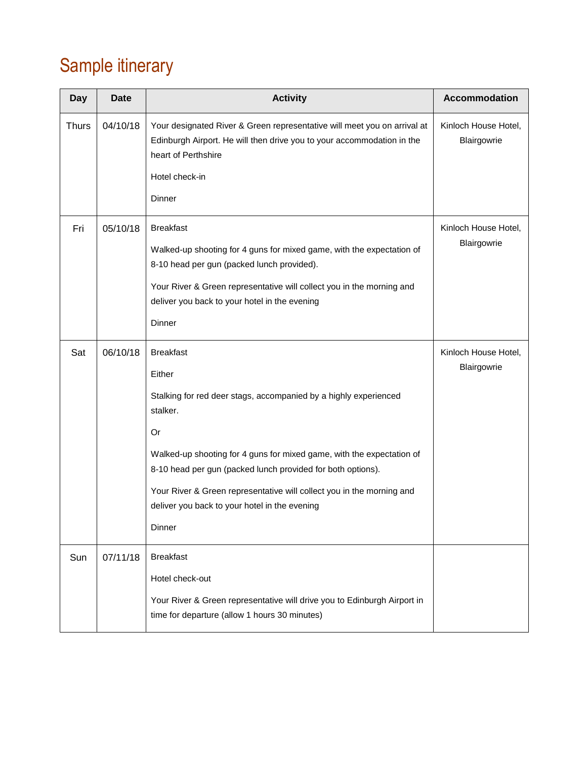# Sample itinerary

| Day | Date | Activity | Accommodation |
|---|---|---|---|
| Thurs | 04/10/18 | Your designated River & Green representative will meet you on arrival at Edinburgh Airport. He will then drive you to your accommodation in the heart of Perthshire<br><br>Hotel check-in<br><br>Dinner | Kinloch House Hotel, Blairgowrie |
| Fri | 05/10/18 | Breakfast<br><br>Walked-up shooting for 4 guns for mixed game, with the expectation of 8-10 head per gun (packed lunch provided).<br><br>Your River & Green representative will collect you in the morning and deliver you back to your hotel in the evening<br><br>Dinner | Kinloch House Hotel, Blairgowrie |
| Sat | 06/10/18 | Breakfast<br><br>Either<br><br>Stalking for red deer stags, accompanied by a highly experienced stalker.<br><br>Or<br><br>Walked-up shooting for 4 guns for mixed game, with the expectation of 8-10 head per gun (packed lunch provided for both options).<br><br>Your River & Green representative will collect you in the morning and deliver you back to your hotel in the evening<br><br>Dinner | Kinloch House Hotel, Blairgowrie |
| Sun | 07/11/18 | Breakfast<br><br>Hotel check-out<br><br>Your River & Green representative will drive you to Edinburgh Airport in time for departure (allow 1 hours 30 minutes) | |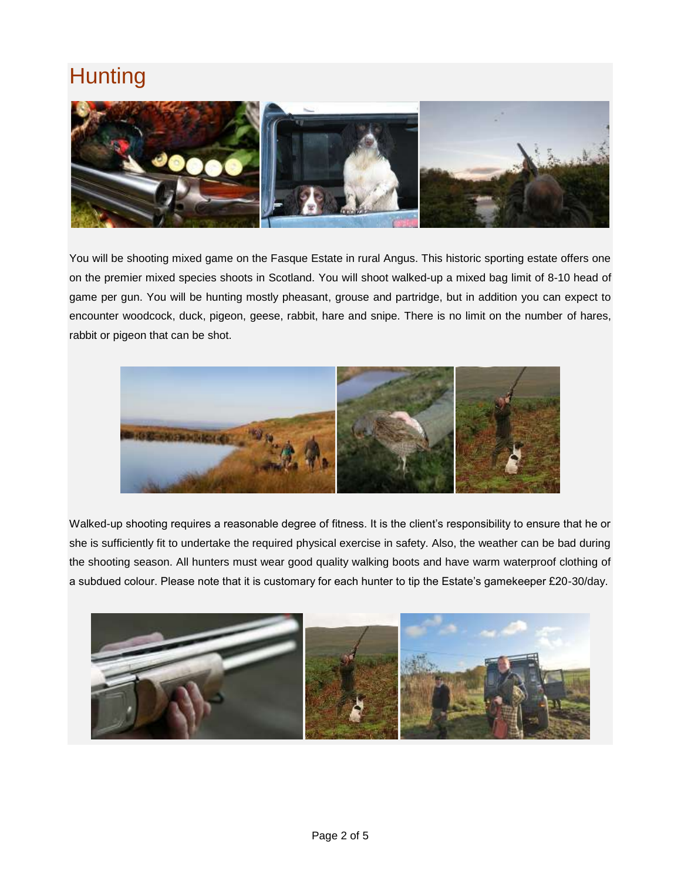# Hunting

You will be shooting mixed game on the Fasque Estate in rural Angus. This historic sporting estate offers one on the premier mixed species shoots in Scotland. You will shoot walked-up a mixed bag limit of 8-10 head of game per gun. You will be hunting mostly pheasant, grouse and partridge, but in addition you can expect to encounter woodcock, duck, pigeon, geese, rabbit, hare and snipe. There is no limit on the number of hares, rabbit or pigeon that can be shot.

Walked-up shooting requires a reasonable degree of fitness. It is the client's responsibility to ensure that he or she is sufficiently fit to undertake the required physical exercise in safety. Also, the weather can be bad during the shooting season. All hunters must wear good quality walking boots and have warm waterproof clothing of a subdued colour. Please note that it is customary for each hunter to tip the Estate's gamekeeper £20-30/day.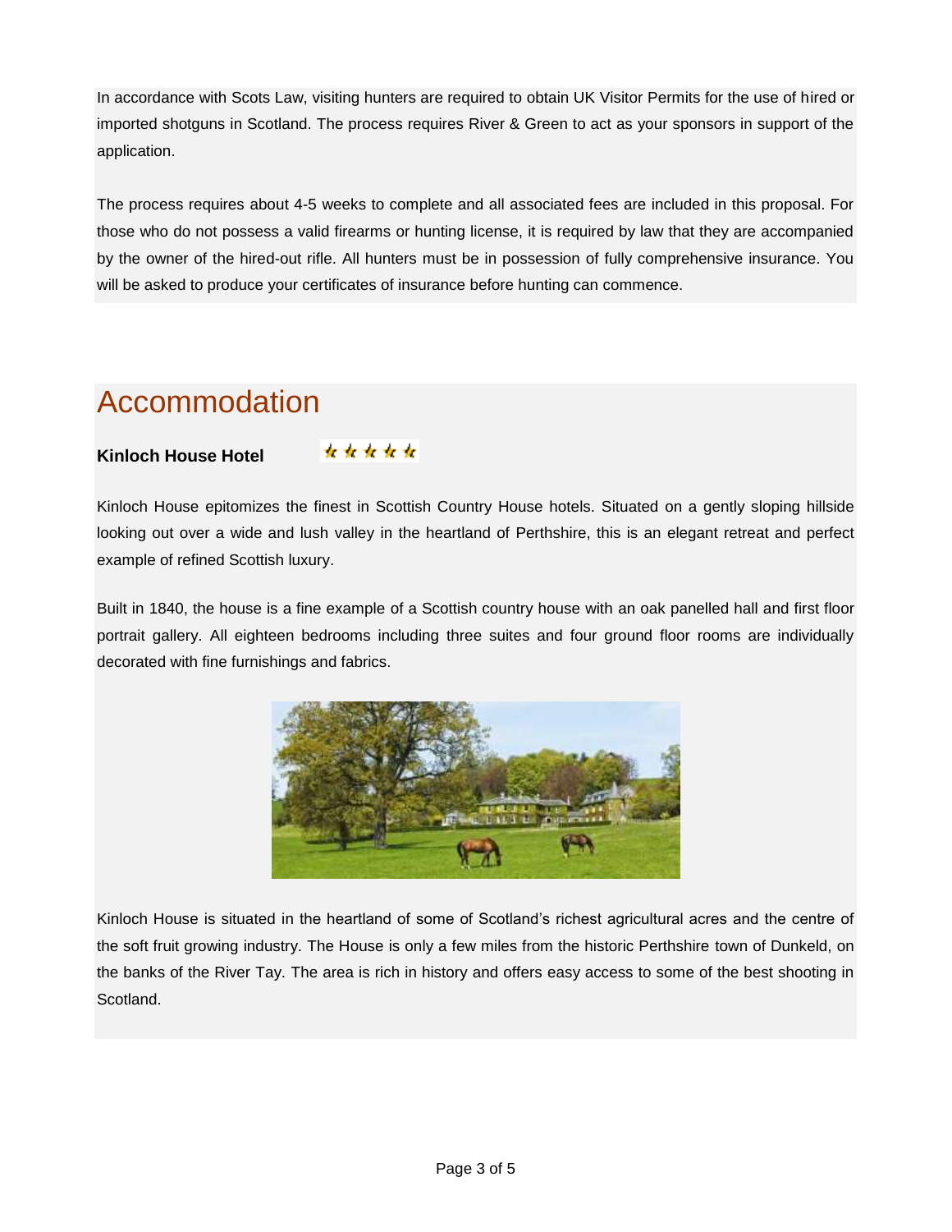In accordance with Scots Law, visiting hunters are required to obtain UK Visitor Permits for the use of hired or imported shotguns in Scotland. The process requires River & Green to act as your sponsors in support of the application.

The process requires about 4-5 weeks to complete and all associated fees are included in this proposal. For those who do not possess a valid firearms or hunting license, it is required by law that they are accompanied by the owner of the hired-out rifle. All hunters must be in possession of fully comprehensive insurance. You will be asked to produce your certificates of insurance before hunting can commence.

# Accommodation

**Kinloch House Hotel** ★★★★★

Kinloch House epitomizes the finest in Scottish Country House hotels. Situated on a gently sloping hillside looking out over a wide and lush valley in the heartland of Perthshire, this is an elegant retreat and perfect example of refined Scottish luxury.

Built in 1840, the house is a fine example of a Scottish country house with an oak panelled hall and first floor portrait gallery. All eighteen bedrooms including three suites and four ground floor rooms are individually decorated with fine furnishings and fabrics.

Kinloch House is situated in the heartland of some of Scotland's richest agricultural acres and the centre of the soft fruit growing industry. The House is only a few miles from the historic Perthshire town of Dunkeld, on the banks of the River Tay. The area is rich in history and offers easy access to some of the best shooting in Scotland.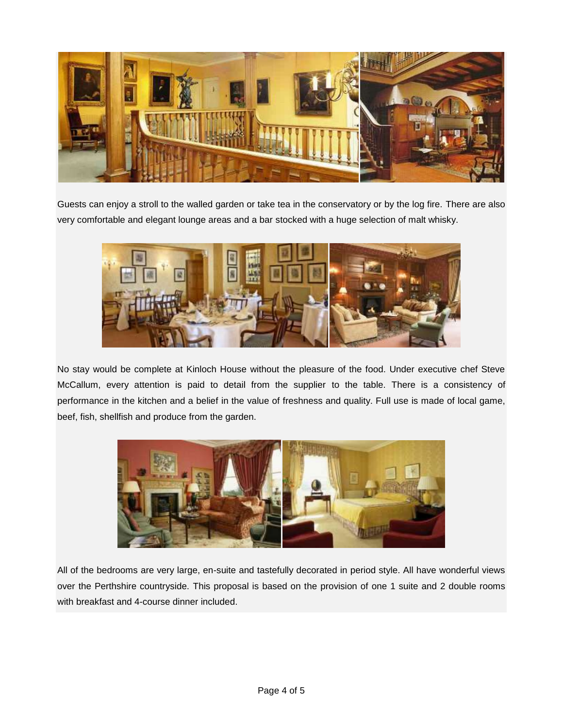Guests can enjoy a stroll to the walled garden or take tea in the conservatory or by the log fire. There are also very comfortable and elegant lounge areas and a bar stocked with a huge selection of malt whisky.

No stay would be complete at Kinloch House without the pleasure of the food. Under executive chef Steve McCallum, every attention is paid to detail from the supplier to the table. There is a consistency of performance in the kitchen and a belief in the value of freshness and quality. Full use is made of local game, beef, fish, shellfish and produce from the garden.

All of the bedrooms are very large, en-suite and tastefully decorated in period style. All have wonderful views over the Perthshire countryside. This proposal is based on the provision of one 1 suite and 2 double rooms with breakfast and 4-course dinner included.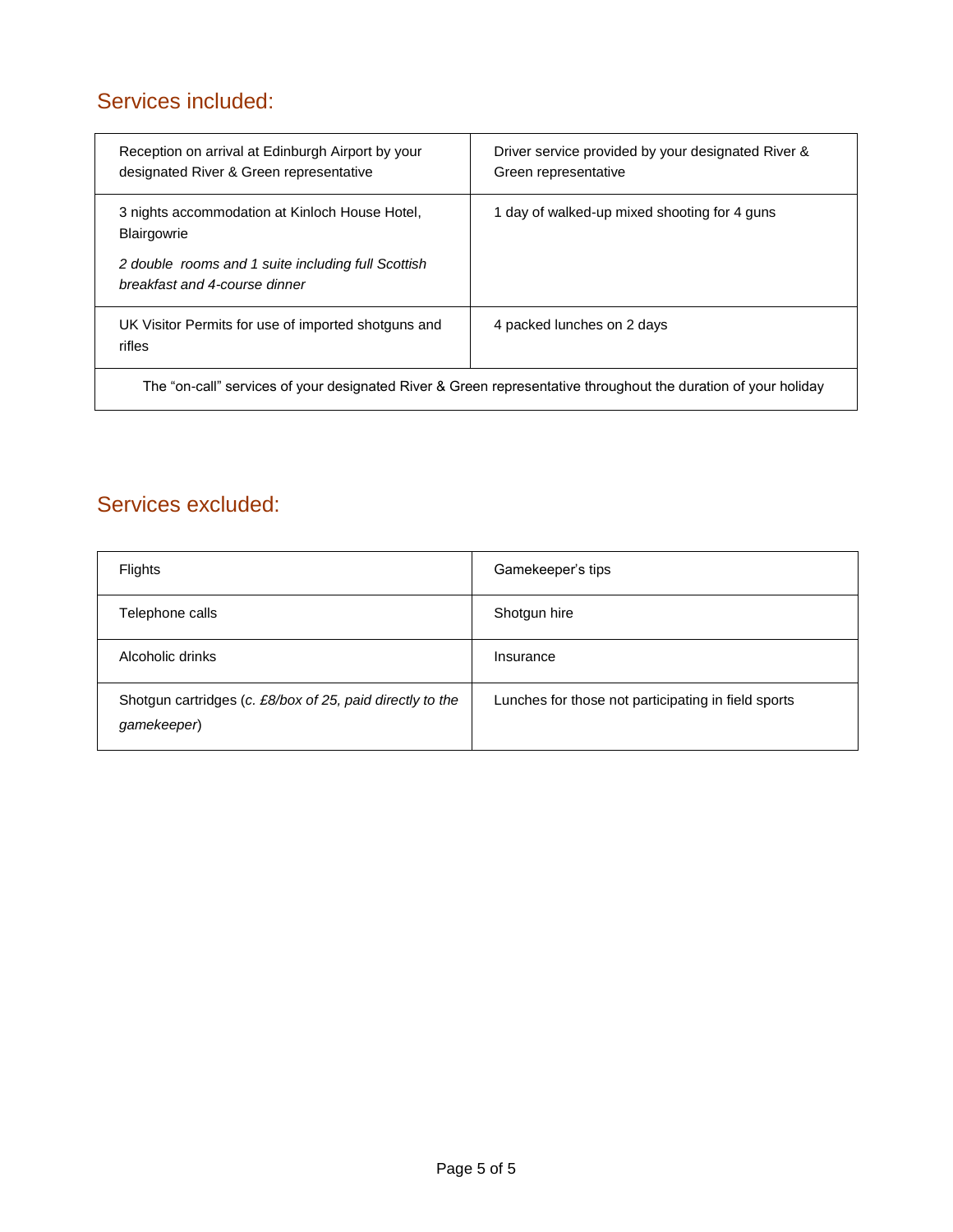## Services included:

| | |
|---|---|
| Reception on arrival at Edinburgh Airport by your designated River & Green representative | Driver service provided by your designated River & Green representative |
| 3 nights accommodation at Kinloch House Hotel, Blairgowrie<br>*2 double rooms and 1 suite including full Scottish breakfast and 4-course dinner* | 1 day of walked-up mixed shooting for 4 guns |
| UK Visitor Permits for use of imported shotguns and rifles | 4 packed lunches on 2 days |
| The "on-call" services of your designated River & Green representative throughout the duration of your holiday | |

## Services excluded:

| | |
|---|---|
| Flights | Gamekeeper's tips |
| Telephone calls | Shotgun hire |
| Alcoholic drinks | Insurance |
| Shotgun cartridges (*c. £8/box of 25, paid directly to the gamekeeper*) | Lunches for those not participating in field sports |